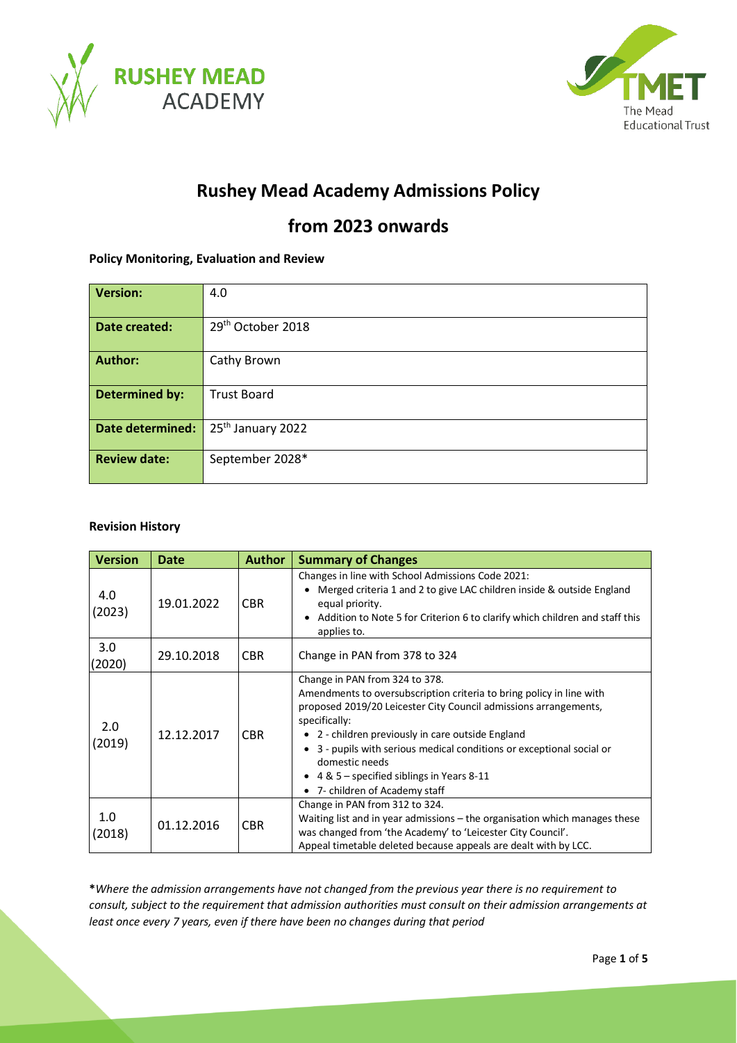# Rushey Mead Academy Admissions Policy

# from 2023 onwards

**Policy Monitoring, Evaluation and Review**

| **Version:** | 4.0 |
|---|---|
| **Date created:** | 29th October 2018 |
| **Author:** | Cathy Brown |
| **Determined by:** | Trust Board |
| **Date determined:** | 25th January 2022 |
| **Review date:** | September 2028* |

**Revision History**

| Version | Date | Author | Summary of Changes |
|---|---|---|---|
| 4.0 (2023) | 19.01.2022 | CBR | Changes in line with School Admissions Code 2021:<br>• Merged criteria 1 and 2 to give LAC children inside & outside England equal priority.<br>• Addition to Note 5 for Criterion 6 to clarify which children and staff this applies to. |
| 3.0 (2020) | 29.10.2018 | CBR | Change in PAN from 378 to 324 |
| 2.0 (2019) | 12.12.2017 | CBR | Change in PAN from 324 to 378.<br>Amendments to oversubscription criteria to bring policy in line with proposed 2019/20 Leicester City Council admissions arrangements, specifically:<br>• 2 - children previously in care outside England<br>• 3 - pupils with serious medical conditions or exceptional social or domestic needs<br>• 4 & 5 – specified siblings in Years 8-11<br>• 7- children of Academy staff |
| 1.0 (2018) | 01.12.2016 | CBR | Change in PAN from 312 to 324.<br>Waiting list and in year admissions – the organisation which manages these was changed from 'the Academy' to 'Leicester City Council'.<br>Appeal timetable deleted because appeals are dealt with by LCC. |

**\***_Where the admission arrangements have not changed from the previous year there is no requirement to consult, subject to the requirement that admission authorities must consult on their admission arrangements at least once every 7 years, even if there have been no changes during that period_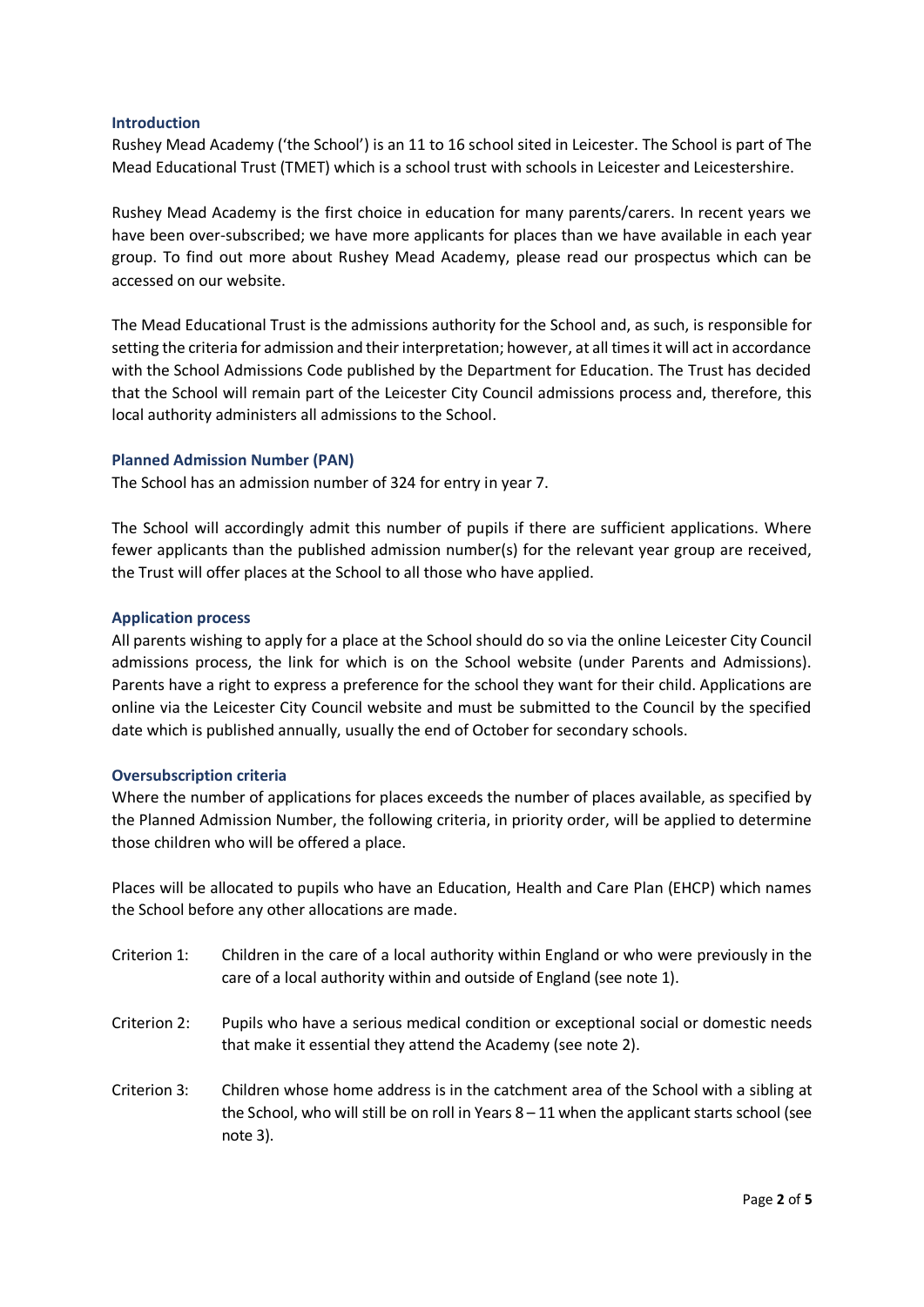## Introduction

Rushey Mead Academy ('the School') is an 11 to 16 school sited in Leicester. The School is part of The Mead Educational Trust (TMET) which is a school trust with schools in Leicester and Leicestershire.

Rushey Mead Academy is the first choice in education for many parents/carers. In recent years we have been over-subscribed; we have more applicants for places than we have available in each year group. To find out more about Rushey Mead Academy, please read our prospectus which can be accessed on our website.

The Mead Educational Trust is the admissions authority for the School and, as such, is responsible for setting the criteria for admission and their interpretation; however, at all times it will act in accordance with the School Admissions Code published by the Department for Education. The Trust has decided that the School will remain part of the Leicester City Council admissions process and, therefore, this local authority administers all admissions to the School.

## Planned Admission Number (PAN)

The School has an admission number of 324 for entry in year 7.

The School will accordingly admit this number of pupils if there are sufficient applications. Where fewer applicants than the published admission number(s) for the relevant year group are received, the Trust will offer places at the School to all those who have applied.

## Application process

All parents wishing to apply for a place at the School should do so via the online Leicester City Council admissions process, the link for which is on the School website (under Parents and Admissions). Parents have a right to express a preference for the school they want for their child. Applications are online via the Leicester City Council website and must be submitted to the Council by the specified date which is published annually, usually the end of October for secondary schools.

## Oversubscription criteria

Where the number of applications for places exceeds the number of places available, as specified by the Planned Admission Number, the following criteria, in priority order, will be applied to determine those children who will be offered a place.

Places will be allocated to pupils who have an Education, Health and Care Plan (EHCP) which names the School before any other allocations are made.

Criterion 1: Children in the care of a local authority within England or who were previously in the care of a local authority within and outside of England (see note 1).

Criterion 2: Pupils who have a serious medical condition or exceptional social or domestic needs that make it essential they attend the Academy (see note 2).

Criterion 3: Children whose home address is in the catchment area of the School with a sibling at the School, who will still be on roll in Years 8 – 11 when the applicant starts school (see note 3).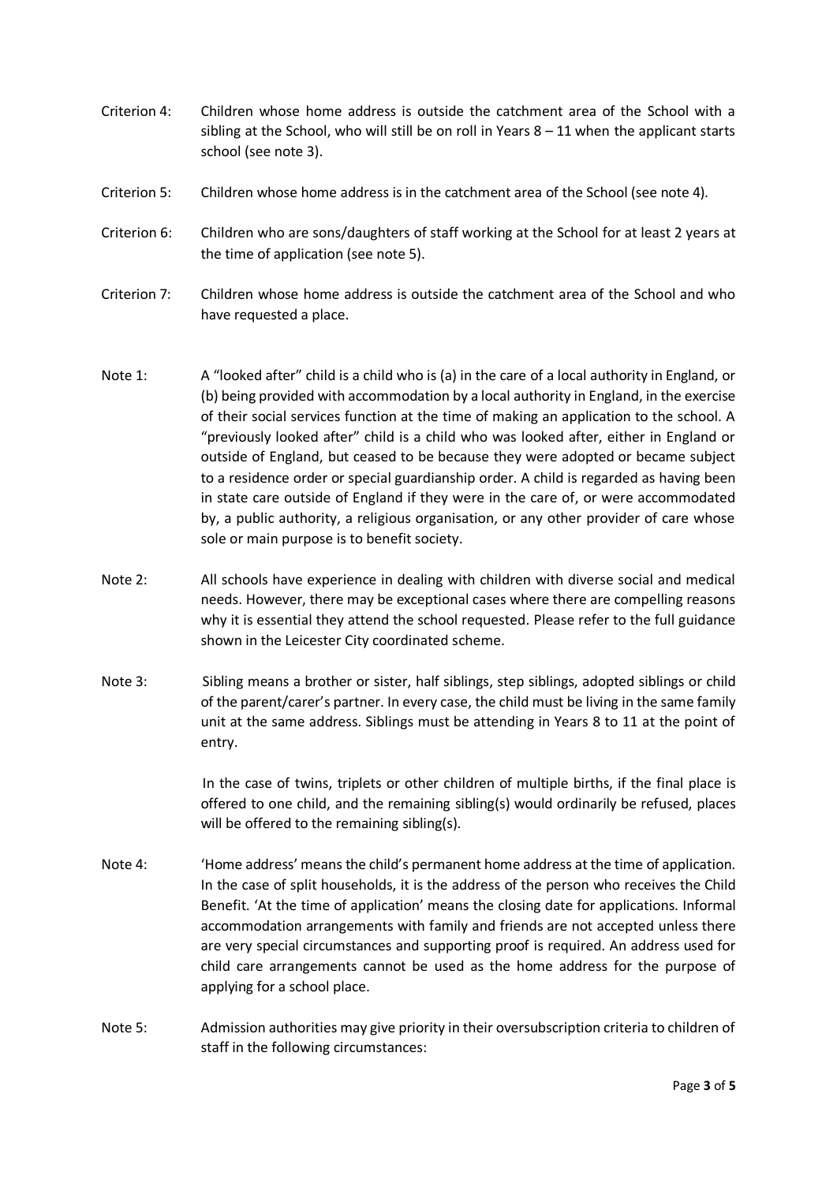Criterion 4: Children whose home address is outside the catchment area of the School with a sibling at the School, who will still be on roll in Years 8 – 11 when the applicant starts school (see note 3).

Criterion 5: Children whose home address is in the catchment area of the School (see note 4).

Criterion 6: Children who are sons/daughters of staff working at the School for at least 2 years at the time of application (see note 5).

Criterion 7: Children whose home address is outside the catchment area of the School and who have requested a place.

Note 1: A "looked after" child is a child who is (a) in the care of a local authority in England, or (b) being provided with accommodation by a local authority in England, in the exercise of their social services function at the time of making an application to the school. A "previously looked after" child is a child who was looked after, either in England or outside of England, but ceased to be because they were adopted or became subject to a residence order or special guardianship order. A child is regarded as having been in state care outside of England if they were in the care of, or were accommodated by, a public authority, a religious organisation, or any other provider of care whose sole or main purpose is to benefit society.

Note 2: All schools have experience in dealing with children with diverse social and medical needs. However, there may be exceptional cases where there are compelling reasons why it is essential they attend the school requested. Please refer to the full guidance shown in the Leicester City coordinated scheme.

Note 3: Sibling means a brother or sister, half siblings, step siblings, adopted siblings or child of the parent/carer's partner. In every case, the child must be living in the same family unit at the same address. Siblings must be attending in Years 8 to 11 at the point of entry.

In the case of twins, triplets or other children of multiple births, if the final place is offered to one child, and the remaining sibling(s) would ordinarily be refused, places will be offered to the remaining sibling(s).

Note 4: 'Home address' means the child's permanent home address at the time of application. In the case of split households, it is the address of the person who receives the Child Benefit. 'At the time of application' means the closing date for applications. Informal accommodation arrangements with family and friends are not accepted unless there are very special circumstances and supporting proof is required. An address used for child care arrangements cannot be used as the home address for the purpose of applying for a school place.

Note 5: Admission authorities may give priority in their oversubscription criteria to children of staff in the following circumstances: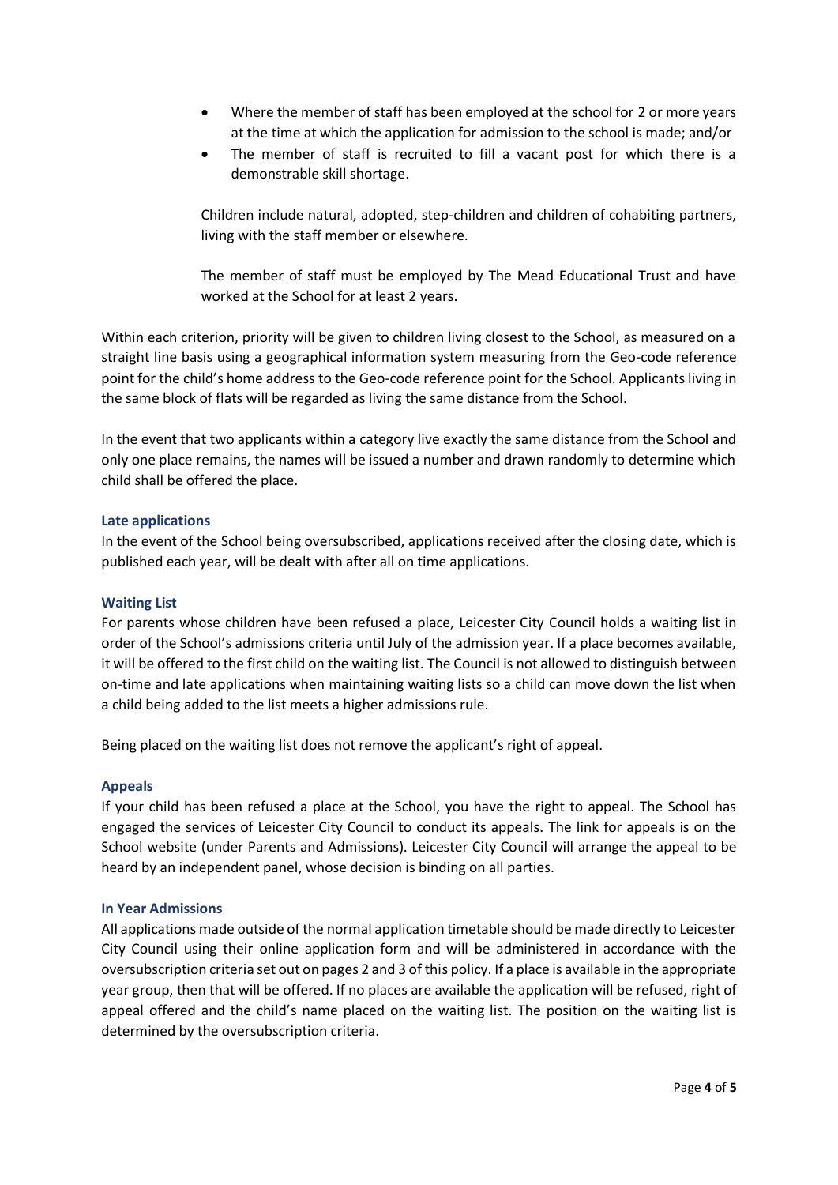- Where the member of staff has been employed at the school for 2 or more years at the time at which the application for admission to the school is made; and/or
- The member of staff is recruited to fill a vacant post for which there is a demonstrable skill shortage.

Children include natural, adopted, step-children and children of cohabiting partners, living with the staff member or elsewhere.

The member of staff must be employed by The Mead Educational Trust and have worked at the School for at least 2 years.

Within each criterion, priority will be given to children living closest to the School, as measured on a straight line basis using a geographical information system measuring from the Geo-code reference point for the child's home address to the Geo-code reference point for the School. Applicants living in the same block of flats will be regarded as living the same distance from the School.

In the event that two applicants within a category live exactly the same distance from the School and only one place remains, the names will be issued a number and drawn randomly to determine which child shall be offered the place.

### Late applications

In the event of the School being oversubscribed, applications received after the closing date, which is published each year, will be dealt with after all on time applications.

### Waiting List

For parents whose children have been refused a place, Leicester City Council holds a waiting list in order of the School's admissions criteria until July of the admission year. If a place becomes available, it will be offered to the first child on the waiting list. The Council is not allowed to distinguish between on-time and late applications when maintaining waiting lists so a child can move down the list when a child being added to the list meets a higher admissions rule.

Being placed on the waiting list does not remove the applicant's right of appeal.

### Appeals

If your child has been refused a place at the School, you have the right to appeal. The School has engaged the services of Leicester City Council to conduct its appeals. The link for appeals is on the School website (under Parents and Admissions). Leicester City Council will arrange the appeal to be heard by an independent panel, whose decision is binding on all parties.

### In Year Admissions

All applications made outside of the normal application timetable should be made directly to Leicester City Council using their online application form and will be administered in accordance with the oversubscription criteria set out on pages 2 and 3 of this policy. If a place is available in the appropriate year group, then that will be offered. If no places are available the application will be refused, right of appeal offered and the child's name placed on the waiting list. The position on the waiting list is determined by the oversubscription criteria.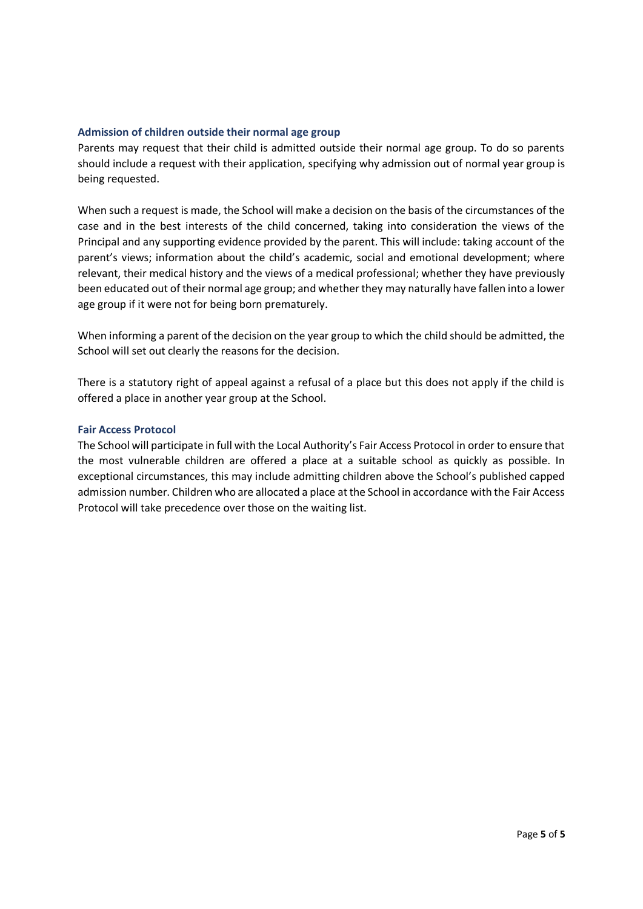### Admission of children outside their normal age group

Parents may request that their child is admitted outside their normal age group. To do so parents should include a request with their application, specifying why admission out of normal year group is being requested.

When such a request is made, the School will make a decision on the basis of the circumstances of the case and in the best interests of the child concerned, taking into consideration the views of the Principal and any supporting evidence provided by the parent. This will include: taking account of the parent's views; information about the child's academic, social and emotional development; where relevant, their medical history and the views of a medical professional; whether they have previously been educated out of their normal age group; and whether they may naturally have fallen into a lower age group if it were not for being born prematurely.

When informing a parent of the decision on the year group to which the child should be admitted, the School will set out clearly the reasons for the decision.

There is a statutory right of appeal against a refusal of a place but this does not apply if the child is offered a place in another year group at the School.

### Fair Access Protocol

The School will participate in full with the Local Authority's Fair Access Protocol in order to ensure that the most vulnerable children are offered a place at a suitable school as quickly as possible. In exceptional circumstances, this may include admitting children above the School's published capped admission number. Children who are allocated a place at the School in accordance with the Fair Access Protocol will take precedence over those on the waiting list.